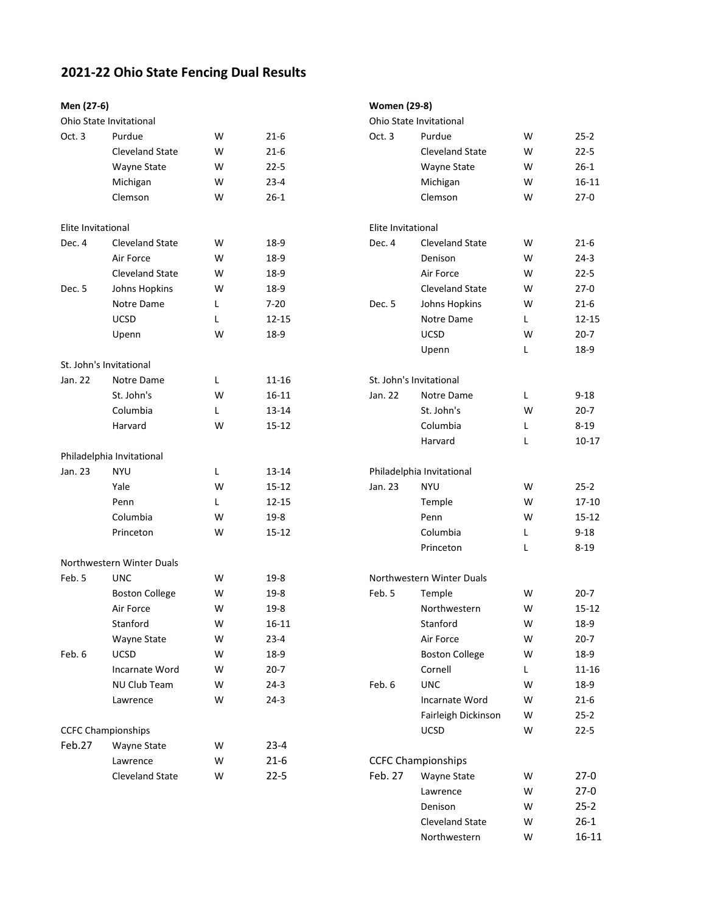# 2021-22 Ohio State Fencing Dual Results

## Men (27-6)

**Ohio State Invitational**

| Date | Opponent | Result | Score |
|---|---|---|---|
| Oct. 3 | Purdue | W | 21-6 |
| | Cleveland State | W | 21-6 |
| | Wayne State | W | 22-5 |
| | Michigan | W | 23-4 |
| | Clemson | W | 26-1 |

**Elite Invitational**

| Date | Opponent | Result | Score |
|---|---|---|---|
| Dec. 4 | Cleveland State | W | 18-9 |
| | Air Force | W | 18-9 |
| | Cleveland State | W | 18-9 |
| Dec. 5 | Johns Hopkins | W | 18-9 |
| | Notre Dame | L | 7-20 |
| | UCSD | L | 12-15 |
| | Upenn | W | 18-9 |

**St. John's Invitational**

| Date | Opponent | Result | Score |
|---|---|---|---|
| Jan. 22 | Notre Dame | L | 11-16 |
| | St. John's | W | 16-11 |
| | Columbia | L | 13-14 |
| | Harvard | W | 15-12 |

**Philadelphia Invitational**

| Date | Opponent | Result | Score |
|---|---|---|---|
| Jan. 23 | NYU | L | 13-14 |
| | Yale | W | 15-12 |
| | Penn | L | 12-15 |
| | Columbia | W | 19-8 |
| | Princeton | W | 15-12 |

**Northwestern Winter Duals**

| Date | Opponent | Result | Score |
|---|---|---|---|
| Feb. 5 | UNC | W | 19-8 |
| | Boston College | W | 19-8 |
| | Air Force | W | 19-8 |
| | Stanford | W | 16-11 |
| | Wayne State | W | 23-4 |
| Feb. 6 | UCSD | W | 18-9 |
| | Incarnate Word | W | 20-7 |
| | NU Club Team | W | 24-3 |
| | Lawrence | W | 24-3 |

**CCFC Championships**

| Date | Opponent | Result | Score |
|---|---|---|---|
| Feb.27 | Wayne State | W | 23-4 |
| | Lawrence | W | 21-6 |
| | Cleveland State | W | 22-5 |

## Women (29-8)

**Ohio State Invitational**

| Date | Opponent | Result | Score |
|---|---|---|---|
| Oct. 3 | Purdue | W | 25-2 |
| | Cleveland State | W | 22-5 |
| | Wayne State | W | 26-1 |
| | Michigan | W | 16-11 |
| | Clemson | W | 27-0 |

**Elite Invitational**

| Date | Opponent | Result | Score |
|---|---|---|---|
| Dec. 4 | Cleveland State | W | 21-6 |
| | Denison | W | 24-3 |
| | Air Force | W | 22-5 |
| | Cleveland State | W | 27-0 |
| Dec. 5 | Johns Hopkins | W | 21-6 |
| | Notre Dame | L | 12-15 |
| | UCSD | W | 20-7 |
| | Upenn | L | 18-9 |

**St. John's Invitational**

| Date | Opponent | Result | Score |
|---|---|---|---|
| Jan. 22 | Notre Dame | L | 9-18 |
| | St. John's | W | 20-7 |
| | Columbia | L | 8-19 |
| | Harvard | L | 10-17 |

**Philadelphia Invitational**

| Date | Opponent | Result | Score |
|---|---|---|---|
| Jan. 23 | NYU | W | 25-2 |
| | Temple | W | 17-10 |
| | Penn | W | 15-12 |
| | Columbia | L | 9-18 |
| | Princeton | L | 8-19 |

**Northwestern Winter Duals**

| Date | Opponent | Result | Score |
|---|---|---|---|
| Feb. 5 | Temple | W | 20-7 |
| | Northwestern | W | 15-12 |
| | Stanford | W | 18-9 |
| | Air Force | W | 20-7 |
| | Boston College | W | 18-9 |
| | Cornell | L | 11-16 |
| Feb. 6 | UNC | W | 18-9 |
| | Incarnate Word | W | 21-6 |
| | Fairleigh Dickinson | W | 25-2 |
| | UCSD | W | 22-5 |

**CCFC Championships**

| Date | Opponent | Result | Score |
|---|---|---|---|
| Feb. 27 | Wayne State | W | 27-0 |
| | Lawrence | W | 27-0 |
| | Denison | W | 25-2 |
| | Cleveland State | W | 26-1 |
| | Northwestern | W | 16-11 |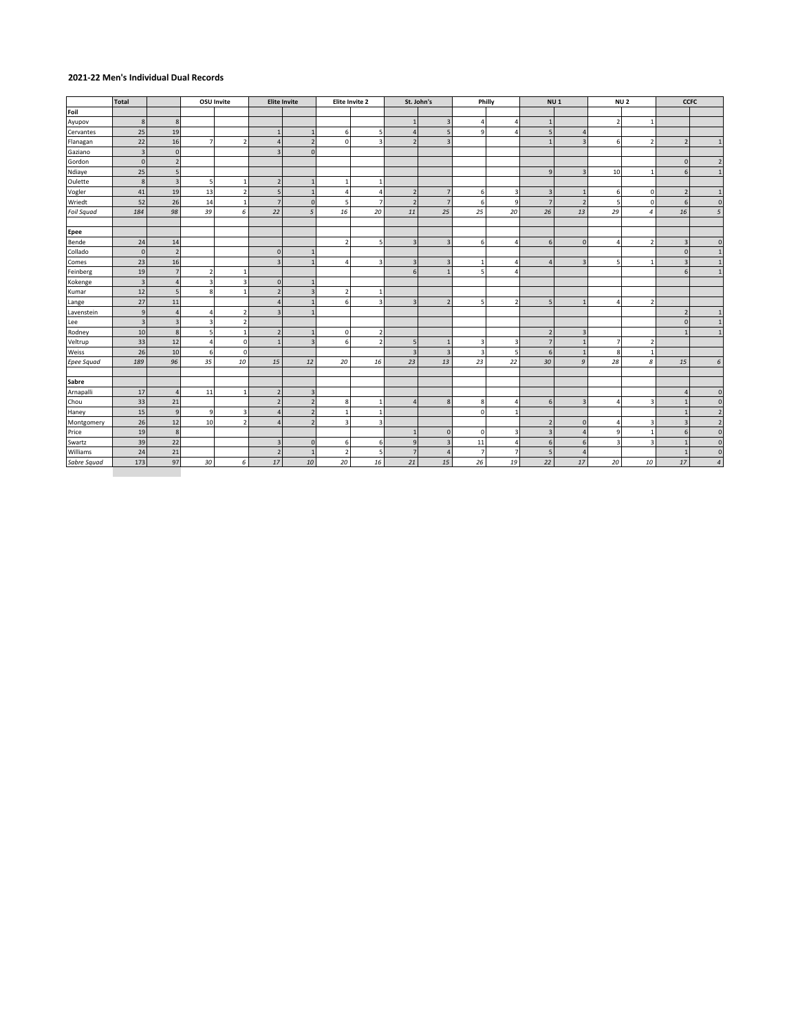## 2021-22 Men's Individual Dual Records

| | Total | | OSU Invite | | Elite Invite | | Elite Invite 2 | | St. John's | | Philly | | NU 1 | | NU 2 | | CCFC | |
|---|---|---|---|---|---|---|---|---|---|---|---|---|---|---|---|---|---|---|
| **Foil** | | | | | | | | | | | | | | | | | | |
| Ayupov | 8 | 8 | | | | | | | 1 | 3 | 4 | 4 | 1 | | 2 | 1 | | |
| Cervantes | 25 | 19 | | | 1 | 1 | 6 | 5 | 4 | 5 | 9 | 4 | 5 | 4 | | | | |
| Flanagan | 22 | 16 | 7 | 2 | 4 | 2 | 0 | 3 | 2 | 3 | | | 1 | 3 | 6 | 2 | 2 | 1 |
| Gaziano | 3 | 0 | | | 3 | 0 | | | | | | | | | | | | |
| Gordon | 0 | 2 | | | | | | | | | | | | | | | 0 | 2 |
| Ndiaye | 25 | 5 | | | | | | | | | | | 9 | 3 | 10 | 1 | 6 | 1 |
| Oulette | 8 | 3 | 5 | 1 | 2 | 1 | 1 | 1 | | | | | | | | | | |
| Vogler | 41 | 19 | 13 | 2 | 5 | 1 | 4 | 4 | 2 | 7 | 6 | 3 | 3 | 1 | 6 | 0 | 2 | 1 |
| Wriedt | 52 | 26 | 14 | 1 | 7 | 0 | 5 | 7 | 2 | 7 | 6 | 9 | 7 | 2 | 5 | 0 | 6 | 0 |
| *Foil Squad* | *184* | *98* | *39* | *6* | *22* | *5* | *16* | *20* | *11* | *25* | *25* | *20* | *26* | *13* | *29* | *4* | *16* | *5* |
| | | | | | | | | | | | | | | | | | | |
| **Epee** | | | | | | | | | | | | | | | | | | |
| Bende | 24 | 14 | | | | | 2 | 5 | 3 | 3 | 6 | 4 | 6 | 0 | 4 | 2 | 3 | 0 |
| Collado | 0 | 2 | | | 0 | 1 | | | | | | | | | | | 0 | 1 |
| Comes | 23 | 16 | | | 3 | 1 | 4 | 3 | 3 | 3 | 1 | 4 | 4 | 3 | 5 | 1 | 3 | 1 |
| Feinberg | 19 | 7 | 2 | 1 | | | | | 6 | 1 | 5 | 4 | | | | | 6 | 1 |
| Kokenge | 3 | 4 | 3 | 3 | 0 | 1 | | | | | | | | | | | | |
| Kumar | 12 | 5 | 8 | 1 | 2 | 3 | 2 | 1 | | | | | | | | | | |
| Lange | 27 | 11 | | | 4 | 1 | 6 | 3 | 3 | 2 | 5 | 2 | 5 | 1 | 4 | 2 | | |
| Lavenstein | 9 | 4 | 4 | 2 | 3 | 1 | | | | | | | | | | | 2 | 1 |
| Lee | 3 | 3 | 3 | 2 | | | | | | | | | | | | | 0 | 1 |
| Rodney | 10 | 8 | 5 | 1 | 2 | 1 | 0 | 2 | | | | | 2 | 3 | | | 1 | 1 |
| Veltrup | 33 | 12 | 4 | 0 | 1 | 3 | 6 | 2 | 5 | 1 | 3 | 3 | 7 | 1 | 7 | 2 | | |
| Weiss | 26 | 10 | 6 | 0 | | | | | 3 | 3 | 3 | 5 | 6 | 1 | 8 | 1 | | |
| *Epee Squad* | *189* | *96* | *35* | *10* | *15* | *12* | *20* | *16* | *23* | *13* | *23* | *22* | *30* | *9* | *28* | *8* | *15* | *6* |
| | | | | | | | | | | | | | | | | | | |
| **Sabre** | | | | | | | | | | | | | | | | | | |
| Arnapalli | 17 | 4 | 11 | 1 | 2 | 3 | | | | | | | | | | | 4 | 0 |
| Chou | 33 | 21 | | | 2 | 2 | 8 | 1 | 4 | 8 | 8 | 4 | 6 | 3 | 4 | 3 | 1 | 0 |
| Haney | 15 | 9 | 9 | 3 | 4 | 2 | 1 | 1 | | | 0 | 1 | | | | | 1 | 2 |
| Montgomery | 26 | 12 | 10 | 2 | 4 | 2 | 3 | 3 | | | | | 2 | 0 | 4 | 3 | 3 | 2 |
| Price | 19 | 8 | | | | | | | 1 | 0 | 0 | 3 | 3 | 4 | 9 | 1 | 6 | 0 |
| Swartz | 39 | 22 | | | 3 | 0 | 6 | 6 | 9 | 3 | 11 | 4 | 6 | 6 | 3 | 3 | 1 | 0 |
| Williams | 24 | 21 | | | 2 | 1 | 2 | 5 | 7 | 4 | 7 | 7 | 5 | 4 | | | 1 | 0 |
| *Sabre Squad* | *173* | *97* | *30* | *6* | *17* | *10* | *20* | *16* | *21* | *15* | *26* | *19* | *22* | *17* | *20* | *10* | *17* | *4* |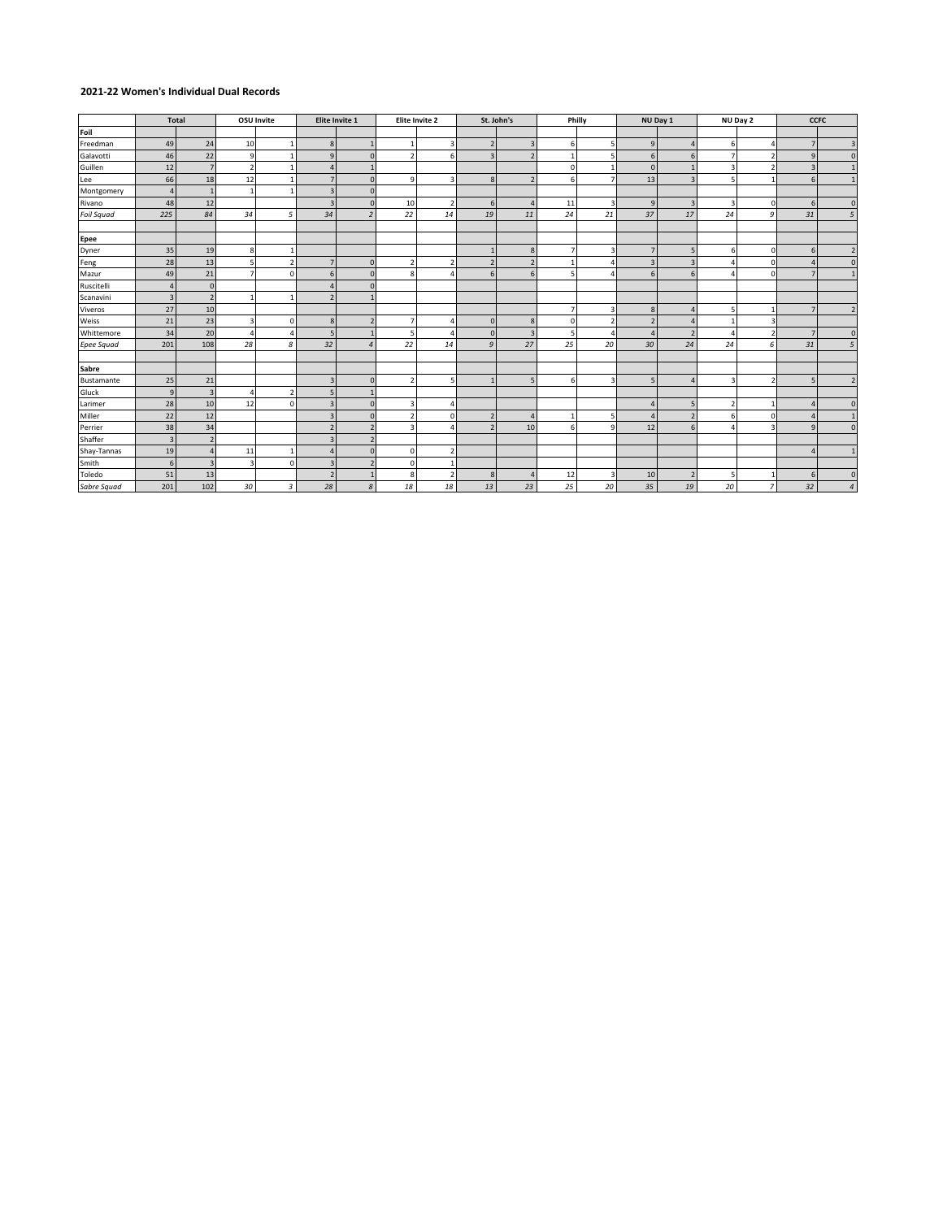**2021-22 Women's Individual Dual Records**

| | Total | | OSU Invite | | Elite Invite 1 | | Elite Invite 2 | | St. John's | | Philly | | NU Day 1 | | NU Day 2 | | CCFC | |
|---|---|---|---|---|---|---|---|---|---|---|---|---|---|---|---|---|---|---|
| **Foil** | | | | | | | | | | | | | | | | | | |
| Freedman | 49 | 24 | 10 | 1 | 8 | 1 | 1 | 3 | 2 | 3 | 6 | 5 | 9 | 4 | 6 | 4 | 7 | 3 |
| Galavotti | 46 | 22 | 9 | 1 | 9 | 0 | 2 | 6 | 3 | 2 | 1 | 5 | 6 | 6 | 7 | 2 | 9 | 0 |
| Guillen | 12 | 7 | 2 | 1 | 4 | 1 | | | | | 0 | 1 | 0 | 1 | 3 | 2 | 3 | 1 |
| Lee | 66 | 18 | 12 | 1 | 7 | 0 | 9 | 3 | 8 | 2 | 6 | 7 | 13 | 3 | 5 | 1 | 6 | 1 |
| Montgomery | 4 | 1 | 1 | 1 | 3 | 0 | | | | | | | | | | | | |
| Rivano | 48 | 12 | | | 3 | 0 | 10 | 2 | 6 | 4 | 11 | 3 | 9 | 3 | 3 | 0 | 6 | 0 |
| *Foil Squad* | *225* | *84* | *34* | *5* | *34* | *2* | *22* | *14* | *19* | *11* | *24* | *21* | *37* | *17* | *24* | *9* | *31* | *5* |
| | | | | | | | | | | | | | | | | | | |
| **Epee** | | | | | | | | | | | | | | | | | | |
| Dyner | 35 | 19 | 8 | 1 | | | | | 1 | 8 | 7 | 3 | 7 | 5 | 6 | 0 | 6 | 2 |
| Feng | 28 | 13 | 5 | 2 | 7 | 0 | 2 | 2 | 2 | 2 | 1 | 4 | 3 | 3 | 4 | 0 | 4 | 0 |
| Mazur | 49 | 21 | 7 | 0 | 6 | 0 | 8 | 4 | 6 | 6 | 5 | 4 | 6 | 6 | 4 | 0 | 7 | 1 |
| Ruscitelli | 4 | 0 | | | 4 | 0 | | | | | | | | | | | | |
| Scanavini | 3 | 2 | 1 | 1 | 2 | 1 | | | | | | | | | | | | |
| Viveros | 27 | 10 | | | | | | | | | 7 | 3 | 8 | 4 | 5 | 1 | 7 | 2 |
| Weiss | 21 | 23 | 3 | 0 | 8 | 2 | 7 | 4 | 0 | 8 | 0 | 2 | 2 | 4 | 1 | 3 | | |
| Whittemore | 34 | 20 | 4 | 4 | 5 | 1 | 5 | 4 | 0 | 3 | 5 | 4 | 4 | 2 | 4 | 2 | 7 | 0 |
| *Epee Squad* | *201* | *108* | *28* | *8* | *32* | *4* | *22* | *14* | *9* | *27* | *25* | *20* | *30* | *24* | *24* | *6* | *31* | *5* |
| | | | | | | | | | | | | | | | | | | |
| **Sabre** | | | | | | | | | | | | | | | | | | |
| Bustamante | 25 | 21 | | | 3 | 0 | 2 | 5 | 1 | 5 | 6 | 3 | 5 | 4 | 3 | 2 | 5 | 2 |
| Gluck | 9 | 3 | 4 | 2 | 5 | 1 | | | | | | | | | | | | |
| Larimer | 28 | 10 | 12 | 0 | 3 | 0 | 3 | 4 | | | | | 4 | 5 | 2 | 1 | 4 | 0 |
| Miller | 22 | 12 | | | 3 | 0 | 2 | 0 | 2 | 4 | 1 | 5 | 4 | 2 | 6 | 0 | 4 | 1 |
| Perrier | 38 | 34 | | | 2 | 2 | 3 | 4 | 2 | 10 | 6 | 9 | 12 | 6 | 4 | 3 | 9 | 0 |
| Shaffer | 3 | 2 | | | 3 | 2 | | | | | | | | | | | | |
| Shay-Tannas | 19 | 4 | 11 | 1 | 4 | 0 | 0 | 2 | | | | | | | | | 4 | 1 |
| Smith | 6 | 3 | 3 | 0 | 3 | 2 | 0 | 1 | | | | | | | | | | |
| Toledo | 51 | 13 | | | 2 | 1 | 8 | 2 | 8 | 4 | 12 | 3 | 10 | 2 | 5 | 1 | 6 | 0 |
| *Sabre Squad* | *201* | *102* | *30* | *3* | *28* | *8* | *18* | *18* | *13* | *23* | *25* | *20* | *35* | *19* | *20* | *7* | *32* | *4* |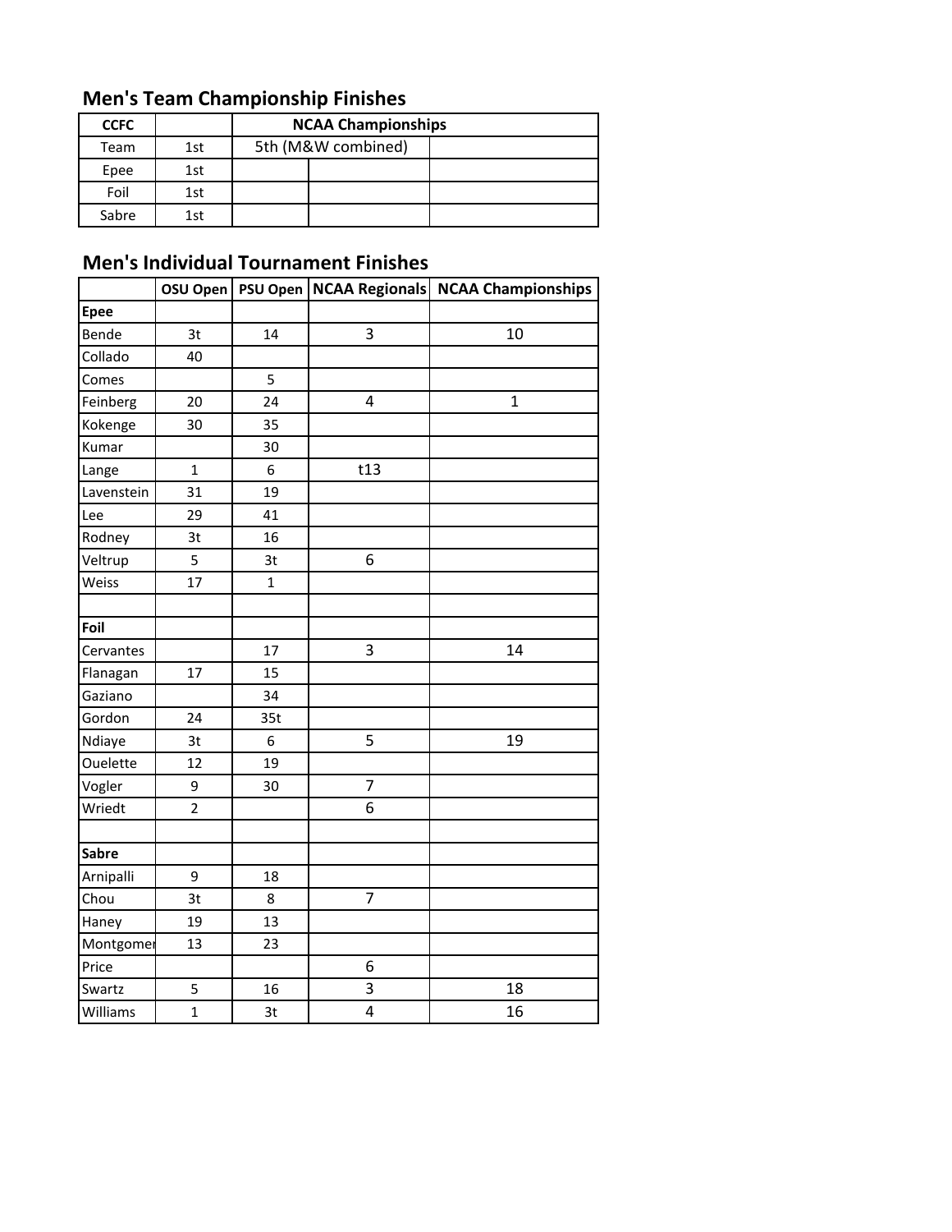## Men's Team Championship Finishes

| CCFC | | NCAA Championships | | |
|---|---|---|---|---|
| Team | 1st | 5th (M&W combined) | | |
| Epee | 1st | | | |
| Foil | 1st | | | |
| Sabre | 1st | | | |

## Men's Individual Tournament Finishes

| | OSU Open | PSU Open | NCAA Regionals | NCAA Championships |
|---|---|---|---|---|
| **Epee** | | | | |
| Bende | 3t | 14 | 3 | 10 |
| Collado | 40 | | | |
| Comes | | 5 | | |
| Feinberg | 20 | 24 | 4 | 1 |
| Kokenge | 30 | 35 | | |
| Kumar | | 30 | | |
| Lange | 1 | 6 | t13 | |
| Lavenstein | 31 | 19 | | |
| Lee | 29 | 41 | | |
| Rodney | 3t | 16 | | |
| Veltrup | 5 | 3t | 6 | |
| Weiss | 17 | 1 | | |
| | | | | |
| **Foil** | | | | |
| Cervantes | | 17 | 3 | 14 |
| Flanagan | 17 | 15 | | |
| Gaziano | | 34 | | |
| Gordon | 24 | 35t | | |
| Ndiaye | 3t | 6 | 5 | 19 |
| Ouelette | 12 | 19 | | |
| Vogler | 9 | 30 | 7 | |
| Wriedt | 2 | | 6 | |
| | | | | |
| **Sabre** | | | | |
| Arnipalli | 9 | 18 | | |
| Chou | 3t | 8 | 7 | |
| Haney | 19 | 13 | | |
| Montgomer | 13 | 23 | | |
| Price | | | 6 | |
| Swartz | 5 | 16 | 3 | 18 |
| Williams | 1 | 3t | 4 | 16 |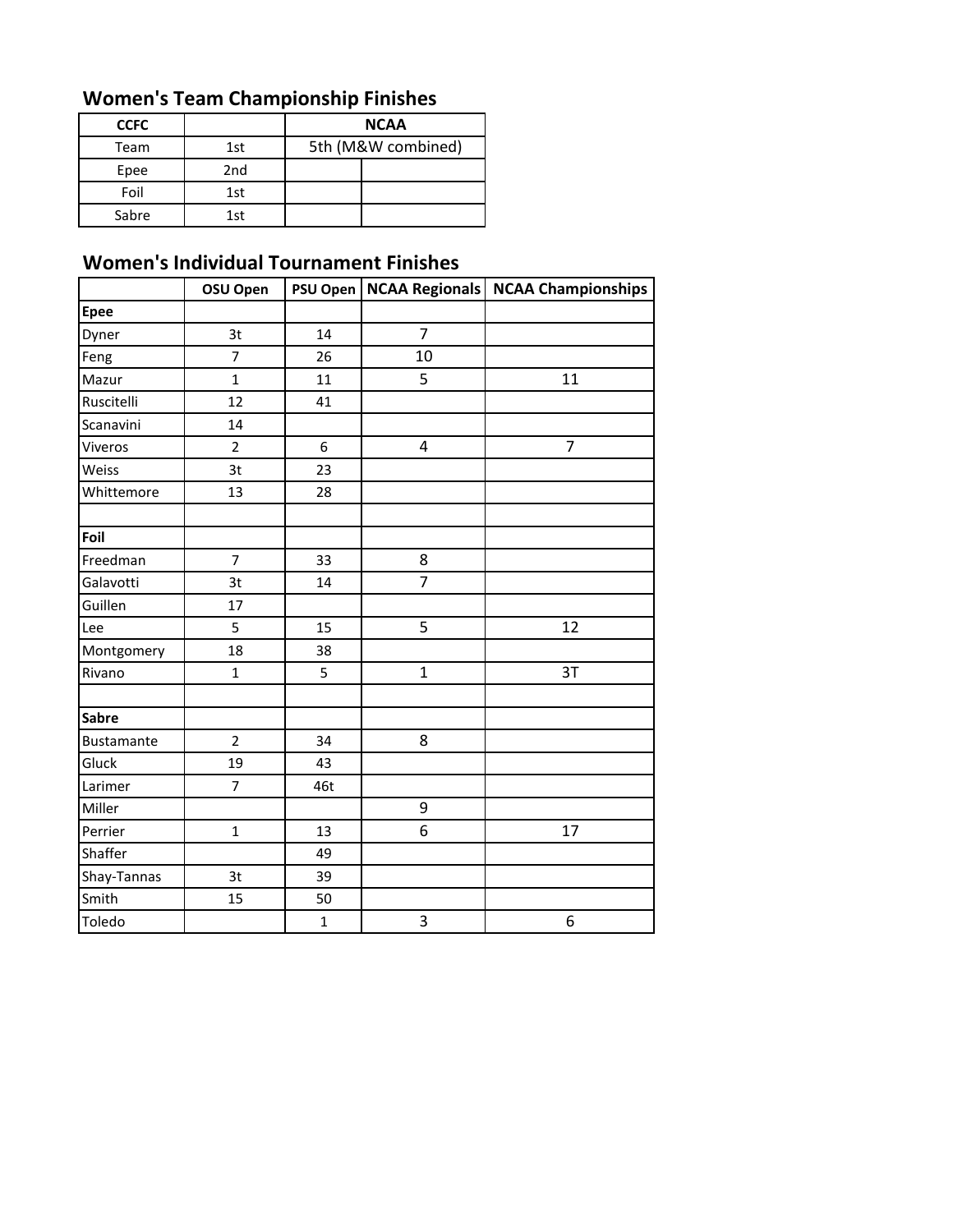## Women's Team Championship Finishes

| CCFC | | NCAA | |
|---|---|---|---|
| Team | 1st | 5th (M&W combined) | |
| Epee | 2nd | | |
| Foil | 1st | | |
| Sabre | 1st | | |

## Women's Individual Tournament Finishes

| | OSU Open | PSU Open | NCAA Regionals | NCAA Championships |
|---|---|---|---|---|
| **Epee** | | | | |
| Dyner | 3t | 14 | 7 | |
| Feng | 7 | 26 | 10 | |
| Mazur | 1 | 11 | 5 | 11 |
| Ruscitelli | 12 | 41 | | |
| Scanavini | 14 | | | |
| Viveros | 2 | 6 | 4 | 7 |
| Weiss | 3t | 23 | | |
| Whittemore | 13 | 28 | | |
| | | | | |
| **Foil** | | | | |
| Freedman | 7 | 33 | 8 | |
| Galavotti | 3t | 14 | 7 | |
| Guillen | 17 | | | |
| Lee | 5 | 15 | 5 | 12 |
| Montgomery | 18 | 38 | | |
| Rivano | 1 | 5 | 1 | 3T |
| | | | | |
| **Sabre** | | | | |
| Bustamante | 2 | 34 | 8 | |
| Gluck | 19 | 43 | | |
| Larimer | 7 | 46t | | |
| Miller | | | 9 | |
| Perrier | 1 | 13 | 6 | 17 |
| Shaffer | | 49 | | |
| Shay-Tannas | 3t | 39 | | |
| Smith | 15 | 50 | | |
| Toledo | | 1 | 3 | 6 |